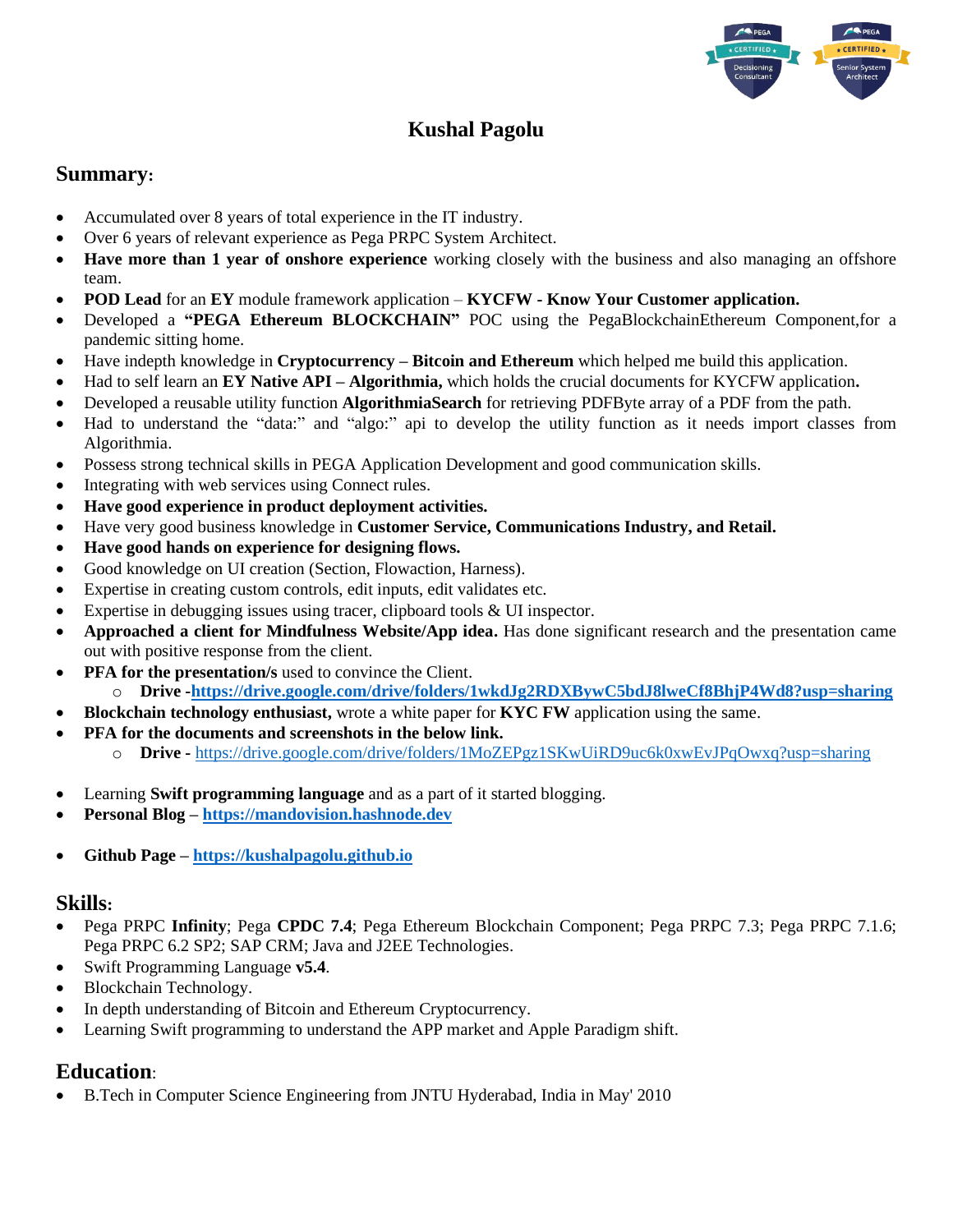# Kushal Pagolu

## Summary:

- Accumulated over 8 years of total experience in the IT industry.
- Over 6 years of relevant experience as Pega PRPC System Architect.
- **Have more than 1 year of onshore experience** working closely with the business and also managing an offshore team.
- **POD Lead** for an **EY** module framework application – **KYCFW - Know Your Customer application.**
- Developed a **"PEGA Ethereum BLOCKCHAIN"** POC using the PegaBlockchainEthereum Component,for a pandemic sitting home.
- Have indepth knowledge in **Cryptocurrency – Bitcoin and Ethereum** which helped me build this application.
- Had to self learn an **EY Native API – Algorithmia,** which holds the crucial documents for KYCFW application**.**
- Developed a reusable utility function **AlgorithmiaSearch** for retrieving PDFByte array of a PDF from the path.
- Had to understand the "data:" and "algo:" api to develop the utility function as it needs import classes from Algorithmia.
- Possess strong technical skills in PEGA Application Development and good communication skills.
- Integrating with web services using Connect rules.
- **Have good experience in product deployment activities.**
- Have very good business knowledge in **Customer Service, Communications Industry, and Retail.**
- **Have good hands on experience for designing flows.**
- Good knowledge on UI creation (Section, Flowaction, Harness).
- Expertise in creating custom controls, edit inputs, edit validates etc.
- Expertise in debugging issues using tracer, clipboard tools & UI inspector.
- **Approached a client for Mindfulness Website/App idea.** Has done significant research and the presentation came out with positive response from the client.
- **PFA for the presentation/s** used to convince the Client.
  - **Drive -https://drive.google.com/drive/folders/1wkdJg2RDXBywC5bdJ8lweCf8BhjP4Wd8?usp=sharing**
- **Blockchain technology enthusiast,** wrote a white paper for **KYC FW** application using the same.
- **PFA for the documents and screenshots in the below link.**
  - **Drive -** https://drive.google.com/drive/folders/1MoZEPgz1SKwUiRD9uc6k0xwEvJPqOwxq?usp=sharing
- Learning **Swift programming language** and as a part of it started blogging.
- **Personal Blog – https://mandovision.hashnode.dev**
- **Github Page – https://kushalpagolu.github.io**

## Skills:

- Pega PRPC **Infinity**; Pega **CPDC 7.4**; Pega Ethereum Blockchain Component; Pega PRPC 7.3; Pega PRPC 7.1.6; Pega PRPC 6.2 SP2; SAP CRM; Java and J2EE Technologies.
- Swift Programming Language **v5.4**.
- Blockchain Technology.
- In depth understanding of Bitcoin and Ethereum Cryptocurrency.
- Learning Swift programming to understand the APP market and Apple Paradigm shift.

## Education:

- B.Tech in Computer Science Engineering from JNTU Hyderabad, India in May' 2010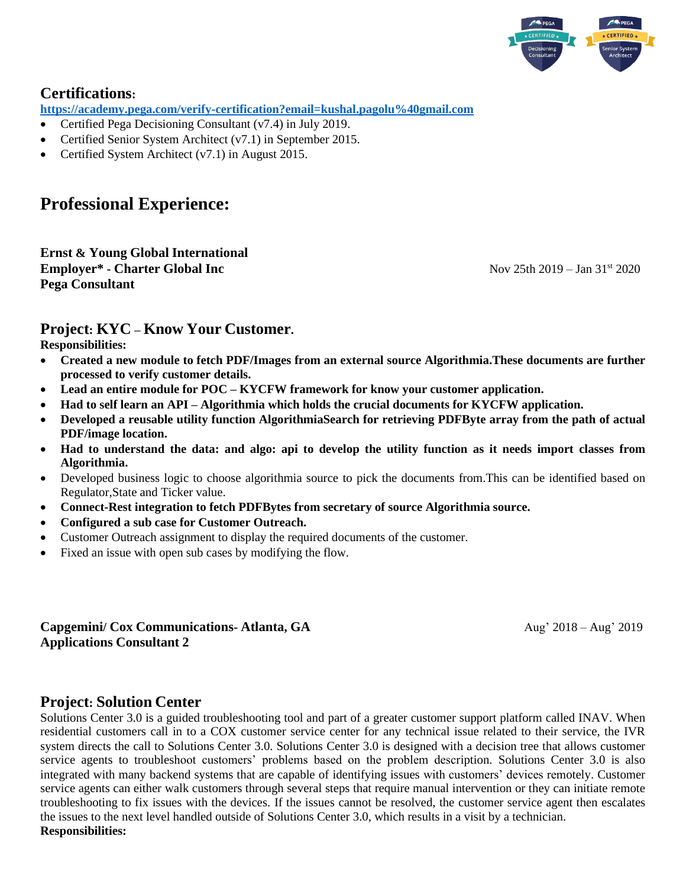## Certifications:

**https://academy.pega.com/verify-certification?email=kushal.pagolu%40gmail.com**

- Certified Pega Decisioning Consultant (v7.4) in July 2019.
- Certified Senior System Architect (v7.1) in September 2015.
- Certified System Architect (v7.1) in August 2015.

# Professional Experience:

**Ernst & Young Global International**
**Employer* - Charter Global Inc** Nov 25th 2019 – Jan 31st 2020
**Pega Consultant**

## Project: KYC – Know Your Customer.

**Responsibilities:**

- **Created a new module to fetch PDF/Images from an external source Algorithmia.These documents are further processed to verify customer details.**
- **Lead an entire module for POC – KYCFW framework for know your customer application.**
- **Had to self learn an API – Algorithmia which holds the crucial documents for KYCFW application.**
- **Developed a reusable utility function AlgorithmiaSearch for retrieving PDFByte array from the path of actual PDF/image location.**
- **Had to understand the data: and algo: api to develop the utility function as it needs import classes from Algorithmia.**
- Developed business logic to choose algorithmia source to pick the documents from.This can be identified based on Regulator,State and Ticker value.
- **Connect-Rest integration to fetch PDFBytes from secretary of source Algorithmia source.**
- **Configured a sub case for Customer Outreach.**
- Customer Outreach assignment to display the required documents of the customer.
- Fixed an issue with open sub cases by modifying the flow.

**Capgemini/ Cox Communications- Atlanta, GA** Aug' 2018 – Aug' 2019
**Applications Consultant 2**

## Project: Solution Center

Solutions Center 3.0 is a guided troubleshooting tool and part of a greater customer support platform called INAV. When residential customers call in to a COX customer service center for any technical issue related to their service, the IVR system directs the call to Solutions Center 3.0. Solutions Center 3.0 is designed with a decision tree that allows customer service agents to troubleshoot customers' problems based on the problem description. Solutions Center 3.0 is also integrated with many backend systems that are capable of identifying issues with customers' devices remotely. Customer service agents can either walk customers through several steps that require manual intervention or they can initiate remote troubleshooting to fix issues with the devices. If the issues cannot be resolved, the customer service agent then escalates the issues to the next level handled outside of Solutions Center 3.0, which results in a visit by a technician.

**Responsibilities:**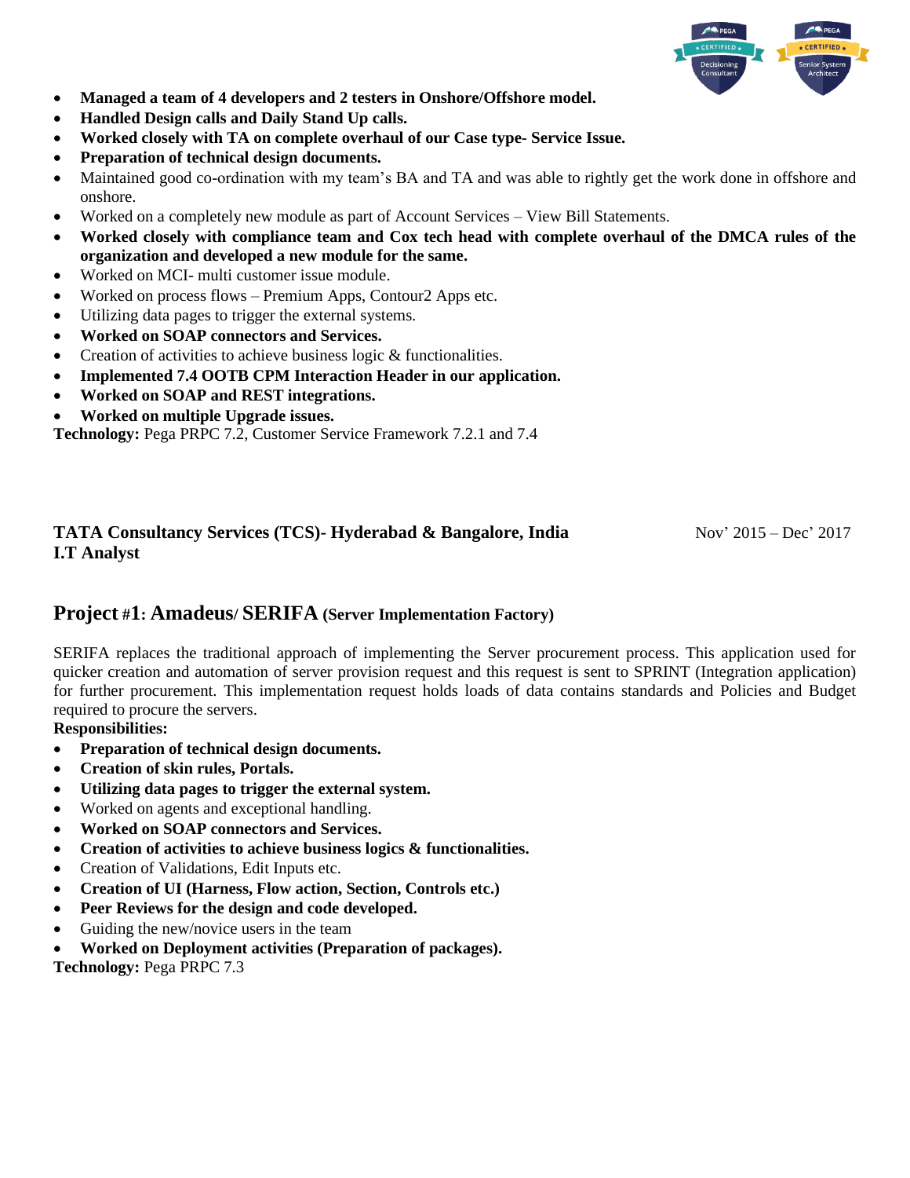- **Managed a team of 4 developers and 2 testers in Onshore/Offshore model.**
- **Handled Design calls and Daily Stand Up calls.**
- **Worked closely with TA on complete overhaul of our Case type- Service Issue.**
- **Preparation of technical design documents.**
- Maintained good co-ordination with my team's BA and TA and was able to rightly get the work done in offshore and onshore.
- Worked on a completely new module as part of Account Services – View Bill Statements.
- **Worked closely with compliance team and Cox tech head with complete overhaul of the DMCA rules of the organization and developed a new module for the same.**
- Worked on MCI- multi customer issue module.
- Worked on process flows – Premium Apps, Contour2 Apps etc.
- Utilizing data pages to trigger the external systems.
- **Worked on SOAP connectors and Services.**
- Creation of activities to achieve business logic & functionalities.
- **Implemented 7.4 OOTB CPM Interaction Header in our application.**
- **Worked on SOAP and REST integrations.**
- **Worked on multiple Upgrade issues.**

**Technology:** Pega PRPC 7.2, Customer Service Framework 7.2.1 and 7.4

**TATA Consultancy Services (TCS)- Hyderabad & Bangalore, India** Nov' 2015 – Dec' 2017
**I.T Analyst**

## Project #1: Amadeus/ SERIFA (Server Implementation Factory)

SERIFA replaces the traditional approach of implementing the Server procurement process. This application used for quicker creation and automation of server provision request and this request is sent to SPRINT (Integration application) for further procurement. This implementation request holds loads of data contains standards and Policies and Budget required to procure the servers.

**Responsibilities:**

- **Preparation of technical design documents.**
- **Creation of skin rules, Portals.**
- **Utilizing data pages to trigger the external system.**
- Worked on agents and exceptional handling.
- **Worked on SOAP connectors and Services.**
- **Creation of activities to achieve business logics & functionalities.**
- Creation of Validations, Edit Inputs etc.
- **Creation of UI (Harness, Flow action, Section, Controls etc.)**
- **Peer Reviews for the design and code developed.**
- Guiding the new/novice users in the team
- **Worked on Deployment activities (Preparation of packages).**

**Technology:** Pega PRPC 7.3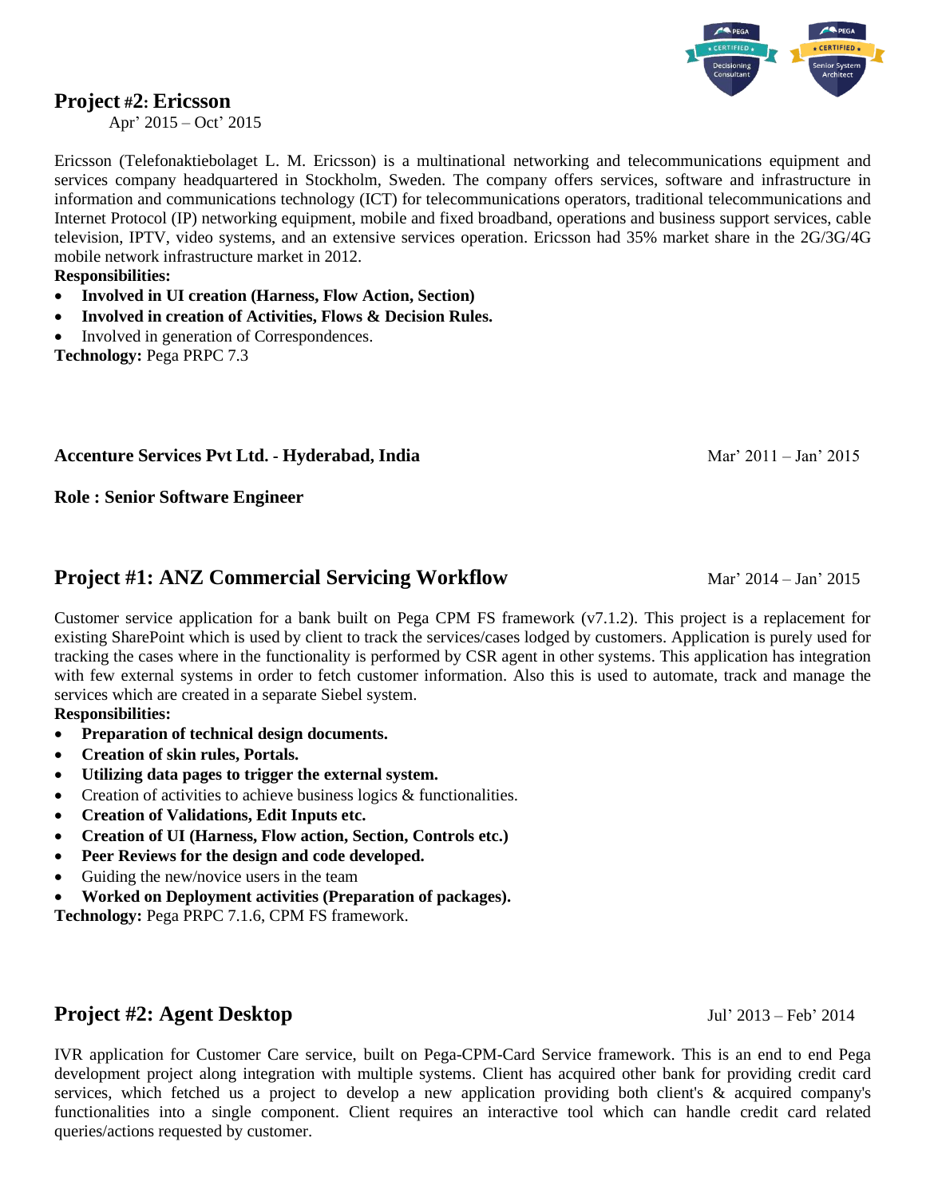## Project #2: Ericsson

Apr' 2015 – Oct' 2015

Ericsson (Telefonaktiebolaget L. M. Ericsson) is a multinational networking and telecommunications equipment and services company headquartered in Stockholm, Sweden. The company offers services, software and infrastructure in information and communications technology (ICT) for telecommunications operators, traditional telecommunications and Internet Protocol (IP) networking equipment, mobile and fixed broadband, operations and business support services, cable television, IPTV, video systems, and an extensive services operation. Ericsson had 35% market share in the 2G/3G/4G mobile network infrastructure market in 2012.

**Responsibilities:**

- **Involved in UI creation (Harness, Flow Action, Section)**
- **Involved in creation of Activities, Flows & Decision Rules.**
- Involved in generation of Correspondences.

**Technology:** Pega PRPC 7.3

**Accenture Services Pvt Ltd. - Hyderabad, India** Mar' 2011 – Jan' 2015

**Role : Senior Software Engineer**

## Project #1: ANZ Commercial Servicing Workflow

Mar' 2014 – Jan' 2015

Customer service application for a bank built on Pega CPM FS framework (v7.1.2). This project is a replacement for existing SharePoint which is used by client to track the services/cases lodged by customers. Application is purely used for tracking the cases where in the functionality is performed by CSR agent in other systems. This application has integration with few external systems in order to fetch customer information. Also this is used to automate, track and manage the services which are created in a separate Siebel system.

**Responsibilities:**

- **Preparation of technical design documents.**
- **Creation of skin rules, Portals.**
- **Utilizing data pages to trigger the external system.**
- Creation of activities to achieve business logics & functionalities.
- **Creation of Validations, Edit Inputs etc.**
- **Creation of UI (Harness, Flow action, Section, Controls etc.)**
- **Peer Reviews for the design and code developed.**
- Guiding the new/novice users in the team
- **Worked on Deployment activities (Preparation of packages).**

**Technology:** Pega PRPC 7.1.6, CPM FS framework.

## Project #2: Agent Desktop

Jul' 2013 – Feb' 2014

IVR application for Customer Care service, built on Pega-CPM-Card Service framework. This is an end to end Pega development project along integration with multiple systems. Client has acquired other bank for providing credit card services, which fetched us a project to develop a new application providing both client's & acquired company's functionalities into a single component. Client requires an interactive tool which can handle credit card related queries/actions requested by customer.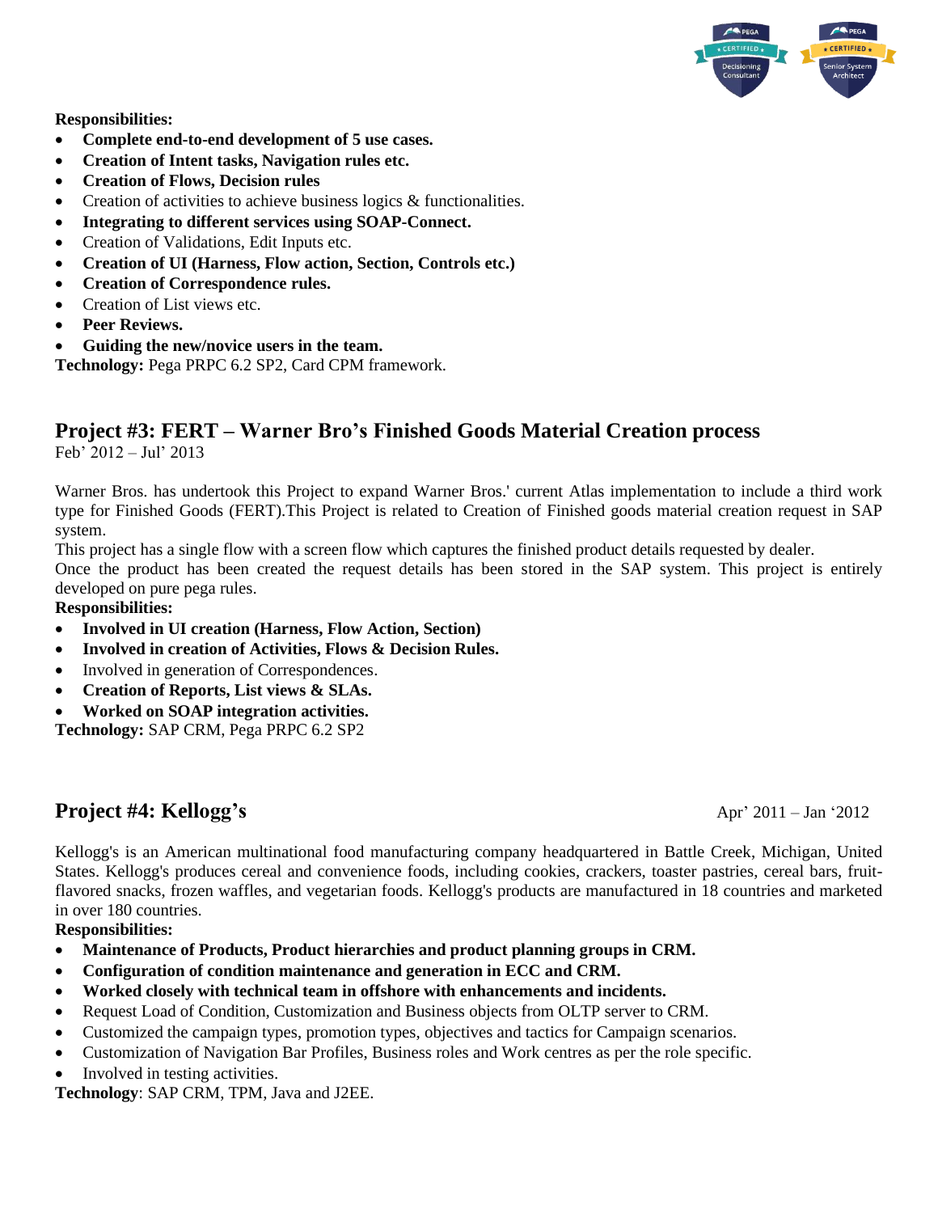**Responsibilities:**

- **Complete end-to-end development of 5 use cases.**
- **Creation of Intent tasks, Navigation rules etc.**
- **Creation of Flows, Decision rules**
- Creation of activities to achieve business logics & functionalities.
- **Integrating to different services using SOAP-Connect.**
- Creation of Validations, Edit Inputs etc.
- **Creation of UI (Harness, Flow action, Section, Controls etc.)**
- **Creation of Correspondence rules.**
- Creation of List views etc.
- **Peer Reviews.**
- **Guiding the new/novice users in the team.**

**Technology:** Pega PRPC 6.2 SP2, Card CPM framework.

## Project #3: FERT – Warner Bro's Finished Goods Material Creation process

Feb' 2012 – Jul' 2013

Warner Bros. has undertook this Project to expand Warner Bros.' current Atlas implementation to include a third work type for Finished Goods (FERT).This Project is related to Creation of Finished goods material creation request in SAP system.

This project has a single flow with a screen flow which captures the finished product details requested by dealer.

Once the product has been created the request details has been stored in the SAP system. This project is entirely developed on pure pega rules.

**Responsibilities:**

- **Involved in UI creation (Harness, Flow Action, Section)**
- **Involved in creation of Activities, Flows & Decision Rules.**
- Involved in generation of Correspondences.
- **Creation of Reports, List views & SLAs.**
- **Worked on SOAP integration activities.**

**Technology:** SAP CRM, Pega PRPC 6.2 SP2

## Project #4: Kellogg's

Apr' 2011 – Jan '2012

Kellogg's is an American multinational food manufacturing company headquartered in Battle Creek, Michigan, United States. Kellogg's produces cereal and convenience foods, including cookies, crackers, toaster pastries, cereal bars, fruit-flavored snacks, frozen waffles, and vegetarian foods. Kellogg's products are manufactured in 18 countries and marketed in over 180 countries.

**Responsibilities:**

- **Maintenance of Products, Product hierarchies and product planning groups in CRM.**
- **Configuration of condition maintenance and generation in ECC and CRM.**
- **Worked closely with technical team in offshore with enhancements and incidents.**
- Request Load of Condition, Customization and Business objects from OLTP server to CRM.
- Customized the campaign types, promotion types, objectives and tactics for Campaign scenarios.
- Customization of Navigation Bar Profiles, Business roles and Work centres as per the role specific.
- Involved in testing activities.

**Technology**: SAP CRM, TPM, Java and J2EE.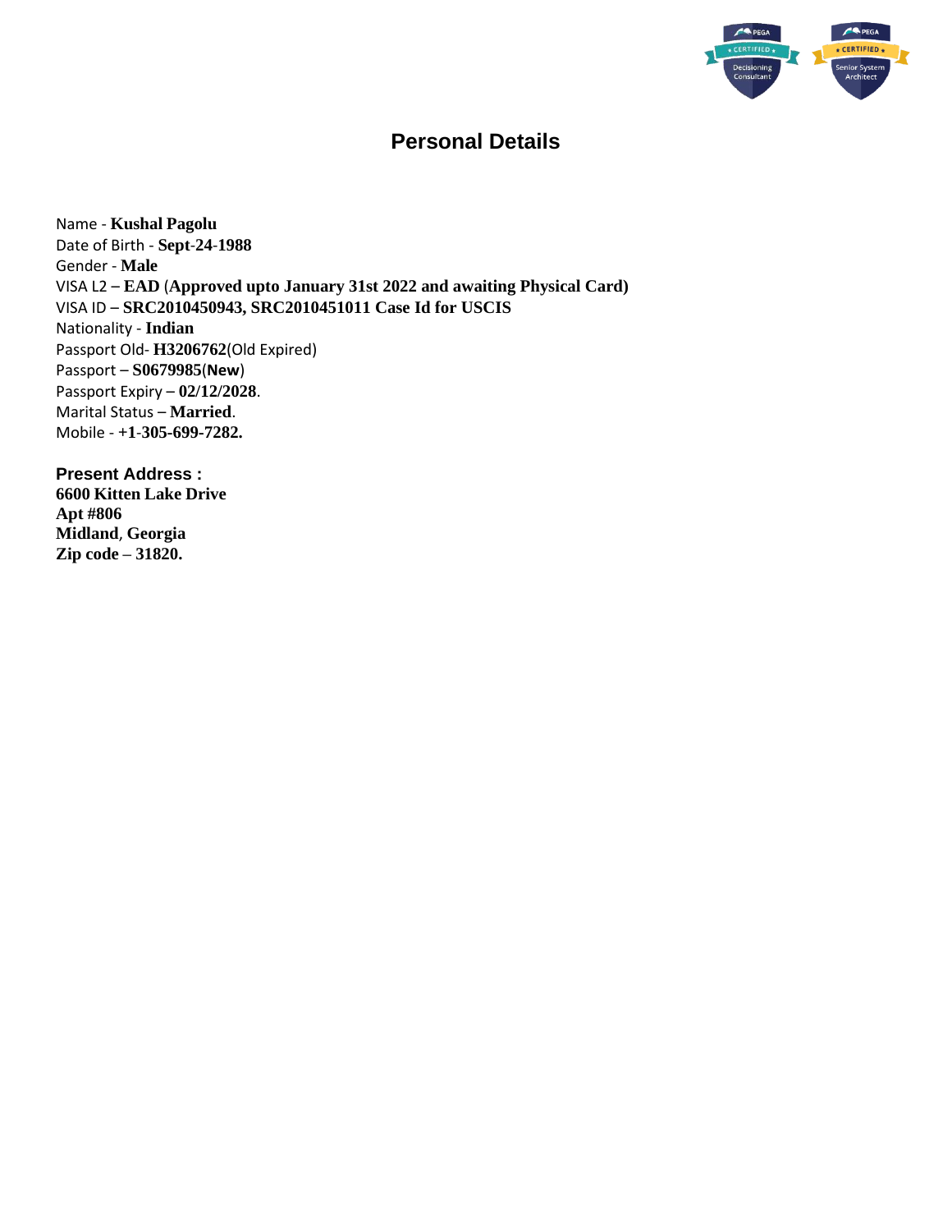## Personal Details

Name - **Kushal Pagolu**
Date of Birth - **Sept**-**24**-**1988**
Gender - **Male**
VISA L2 **– EAD** (**Approved upto January 31st 2022 and awaiting Physical Card)**
VISA ID **– SRC2010450943, SRC2010451011 Case Id for USCIS**
Nationality - **Indian**
Passport Old- **H3206762**(Old Expired)
Passport **– S0679985**(**New**)
Passport Expiry **– 02**/**12**/**2028**.
Marital Status **– Married**.
Mobile - **+1**-**305-699-7282.**

**Present Address :**
**6600 Kitten Lake Drive**
**Apt #806**
**Midland**, **Georgia**
**Zip code** – **31820.**